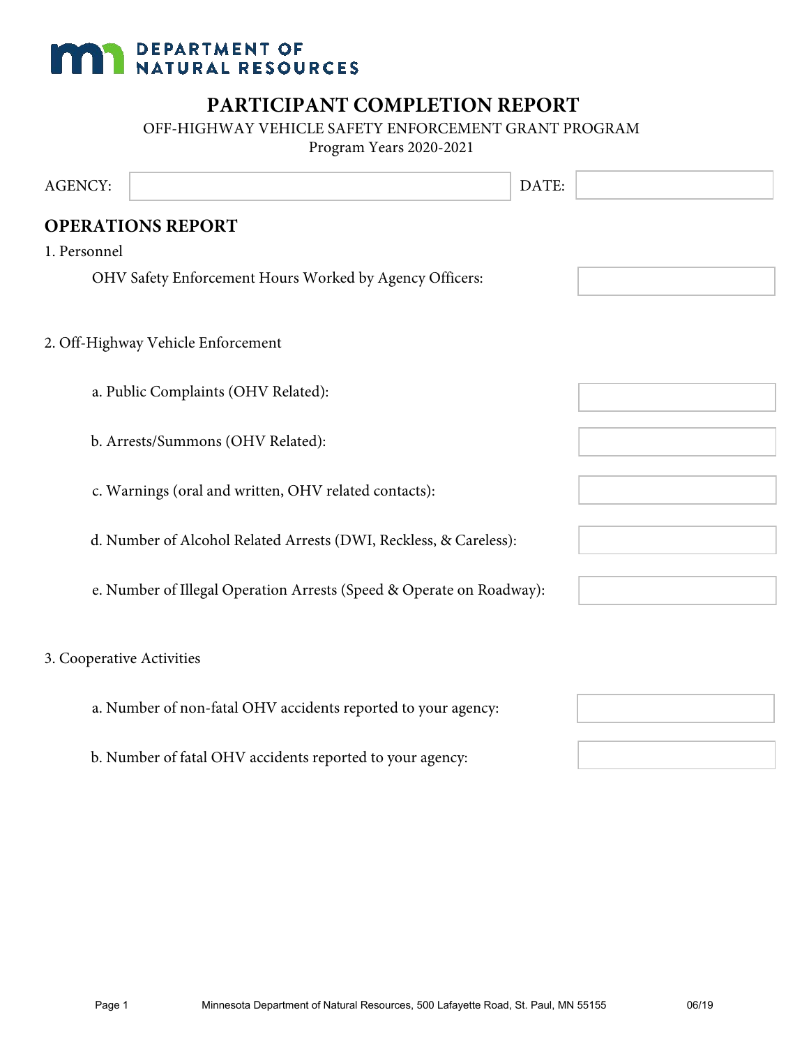DEPARTMENT OF NATURAL RESOURCES

# PARTICIPANT COMPLETION REPORT

OFF-HIGHWAY VEHICLE SAFETY ENFORCEMENT GRANT PROGRAM
Program Years 2020-2021

AGENCY: \_\_\_\_\_\_\_\_\_\_ DATE: \_\_\_\_\_\_\_\_\_\_

## OPERATIONS REPORT

1. Personnel

OHV Safety Enforcement Hours Worked by Agency Officers: \_\_\_\_\_\_\_\_\_\_

2. Off-Highway Vehicle Enforcement

a. Public Complaints (OHV Related): \_\_\_\_\_\_\_\_\_\_

b. Arrests/Summons (OHV Related): \_\_\_\_\_\_\_\_\_\_

c. Warnings (oral and written, OHV related contacts): \_\_\_\_\_\_\_\_\_\_

d. Number of Alcohol Related Arrests (DWI, Reckless, & Careless): \_\_\_\_\_\_\_\_\_\_

e. Number of Illegal Operation Arrests (Speed & Operate on Roadway): \_\_\_\_\_\_\_\_\_\_

3. Cooperative Activities

a. Number of non-fatal OHV accidents reported to your agency: \_\_\_\_\_\_\_\_\_\_

b. Number of fatal OHV accidents reported to your agency: \_\_\_\_\_\_\_\_\_\_

Minnesota Department of Natural Resources, 500 Lafayette Road, St. Paul, MN 55155 06/19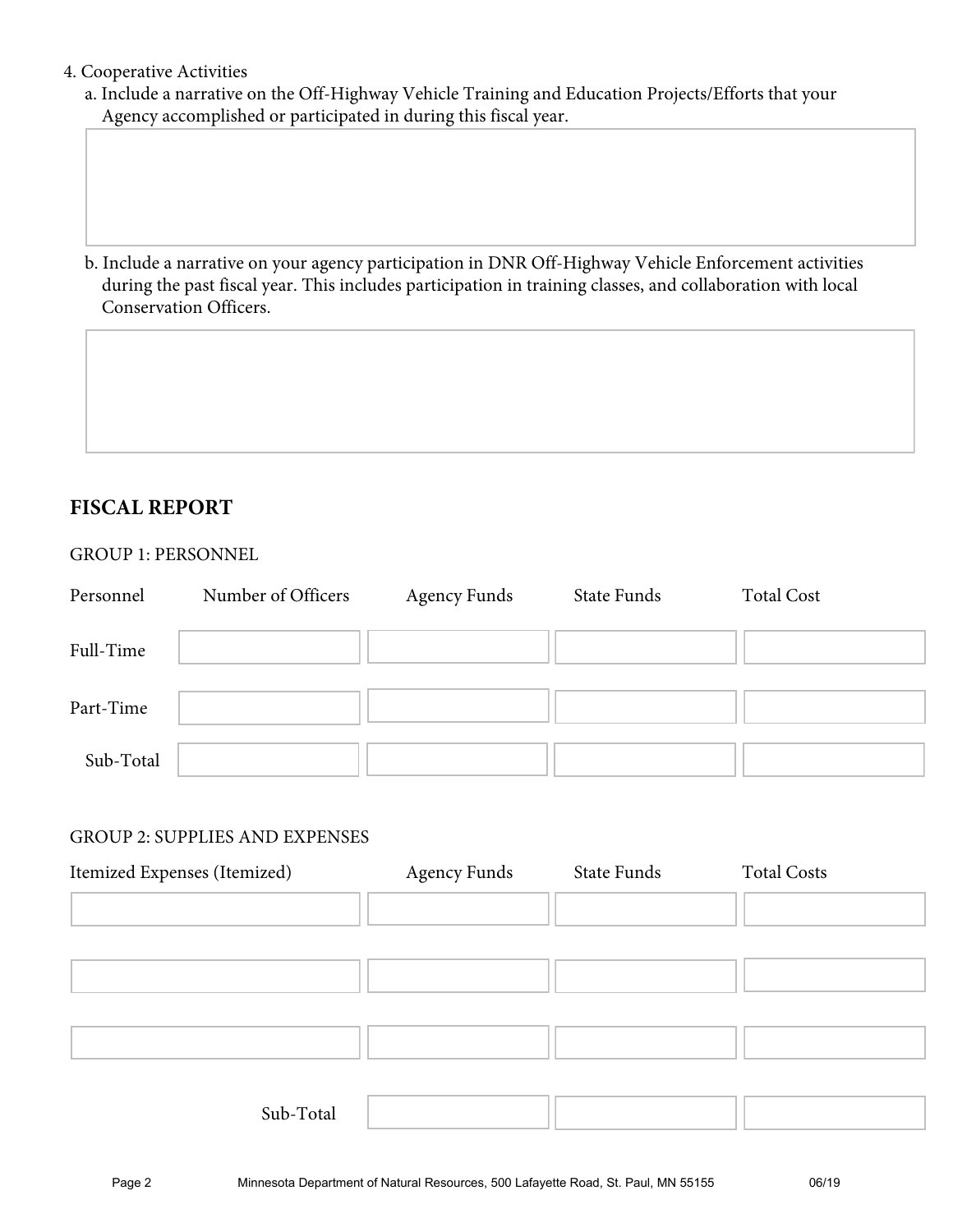4. Cooperative Activities
   a. Include a narrative on the Off-Highway Vehicle Training and Education Projects/Efforts that your Agency accomplished or participated in during this fiscal year.

   b. Include a narrative on your agency participation in DNR Off-Highway Vehicle Enforcement activities during the past fiscal year. This includes participation in training classes, and collaboration with local Conservation Officers.

## FISCAL REPORT

GROUP 1: PERSONNEL

| Personnel | Number of Officers | Agency Funds | State Funds | Total Cost |
|---|---|---|---|---|
| Full-Time | | | | |
| Part-Time | | | | |
| Sub-Total | | | | |

GROUP 2: SUPPLIES AND EXPENSES

| Itemized Expenses (Itemized) | Agency Funds | State Funds | Total Costs |
|---|---|---|---|
| | | | |
| | | | |
| | | | |
| Sub-Total | | | |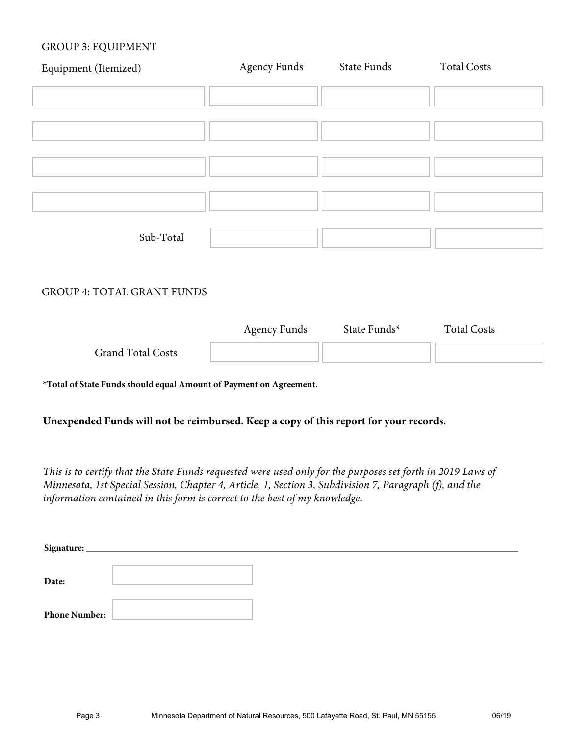GROUP 3: EQUIPMENT

| Equipment (Itemized) | Agency Funds | State Funds | Total Costs |
| --- | --- | --- | --- |
| | | | |
| | | | |
| | | | |
| | | | |
| Sub-Total | | | |

GROUP 4: TOTAL GRANT FUNDS

| | Agency Funds | State Funds* | Total Costs |
| --- | --- | --- | --- |
| Grand Total Costs | | | |

**\*Total of State Funds should equal Amount of Payment on Agreement.**

**Unexpended Funds will not be reimbursed. Keep a copy of this report for your records.**

*This is to certify that the State Funds requested were used only for the purposes set forth in 2019 Laws of Minnesota, 1st Special Session, Chapter 4, Article, 1, Section 3, Subdivision 7, Paragraph (f), and the information contained in this form is correct to the best of my knowledge.*

**Signature:** ____________________________________________

**Date:**

**Phone Number:**

Minnesota Department of Natural Resources, 500 Lafayette Road, St. Paul, MN 55155 06/19